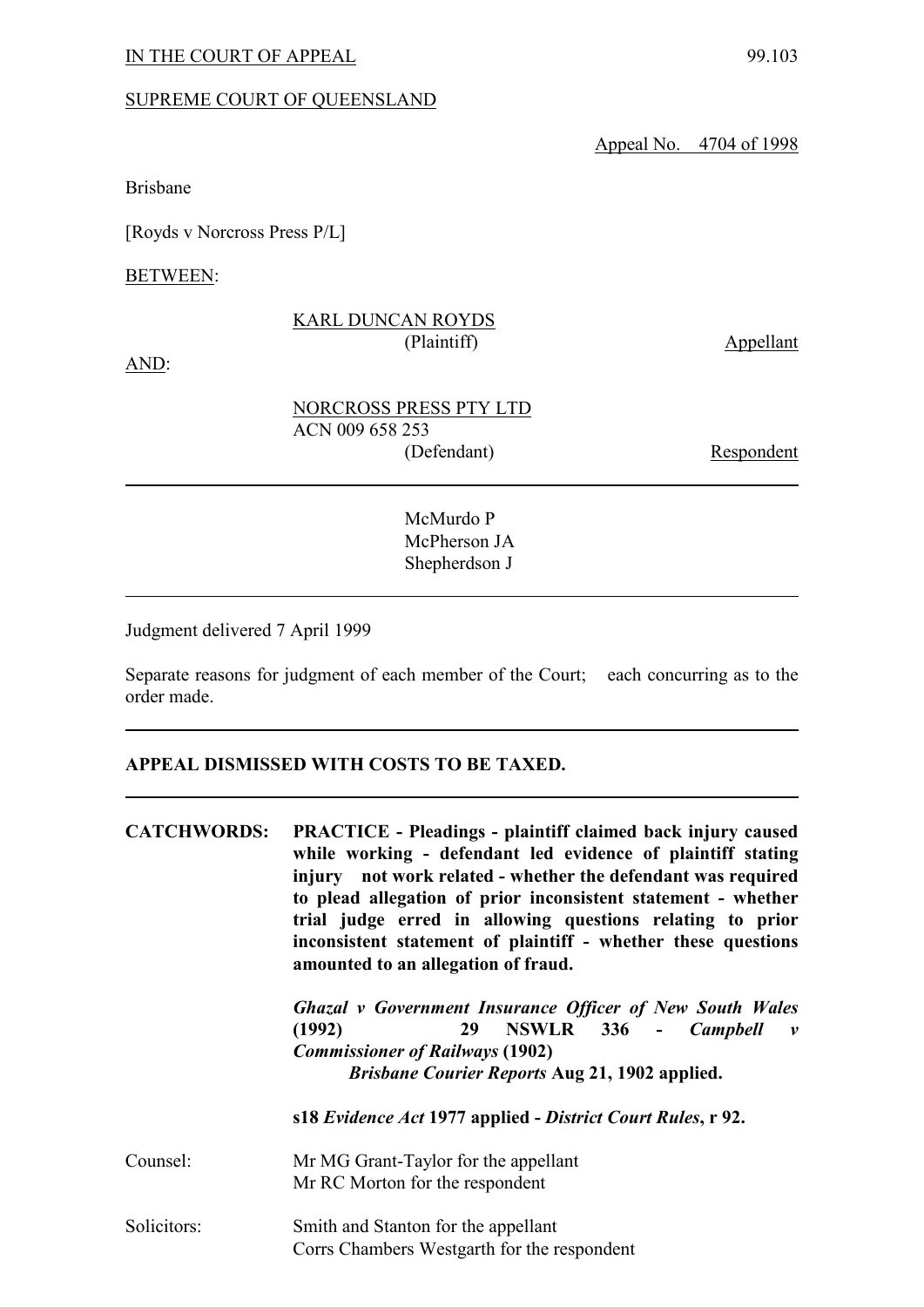IN THE COURT OF APPEAL 99.103

SUPREME COURT OF QUEENSLAND

Appeal No. 4704 of 1998

Brisbane

[Royds v Norcross Press P/L]

BETWEEN:

KARL DUNCAN ROYDS
(Plaintiff) Appellant

AND:

NORCROSS PRESS PTY LTD
ACN 009 658 253
(Defendant) Respondent

---

McMurdo P
McPherson JA
Shepherdson J

---

Judgment delivered 7 April 1999

Separate reasons for judgment of each member of the Court; each concurring as to the order made.

---

**APPEAL DISMISSED WITH COSTS TO BE TAXED.**

---

**CATCHWORDS:** **PRACTICE - Pleadings - plaintiff claimed back injury caused while working - defendant led evidence of plaintiff stating injury not work related - whether the defendant was required to plead allegation of prior inconsistent statement - whether trial judge erred in allowing questions relating to prior inconsistent statement of plaintiff - whether these questions amounted to an allegation of fraud.**

***Ghazal v Government Insurance Officer of New South Wales*** **(1992) 29 NSWLR 336 -** ***Campbell v Commissioner of Railways*** **(1902)** ***Brisbane Courier Reports*** **Aug 21, 1902 applied.**

**s18** ***Evidence Act*** **1977 applied -** ***District Court Rules*****, r 92.**

Counsel: Mr MG Grant-Taylor for the appellant
Mr RC Morton for the respondent

Solicitors: Smith and Stanton for the appellant
Corrs Chambers Westgarth for the respondent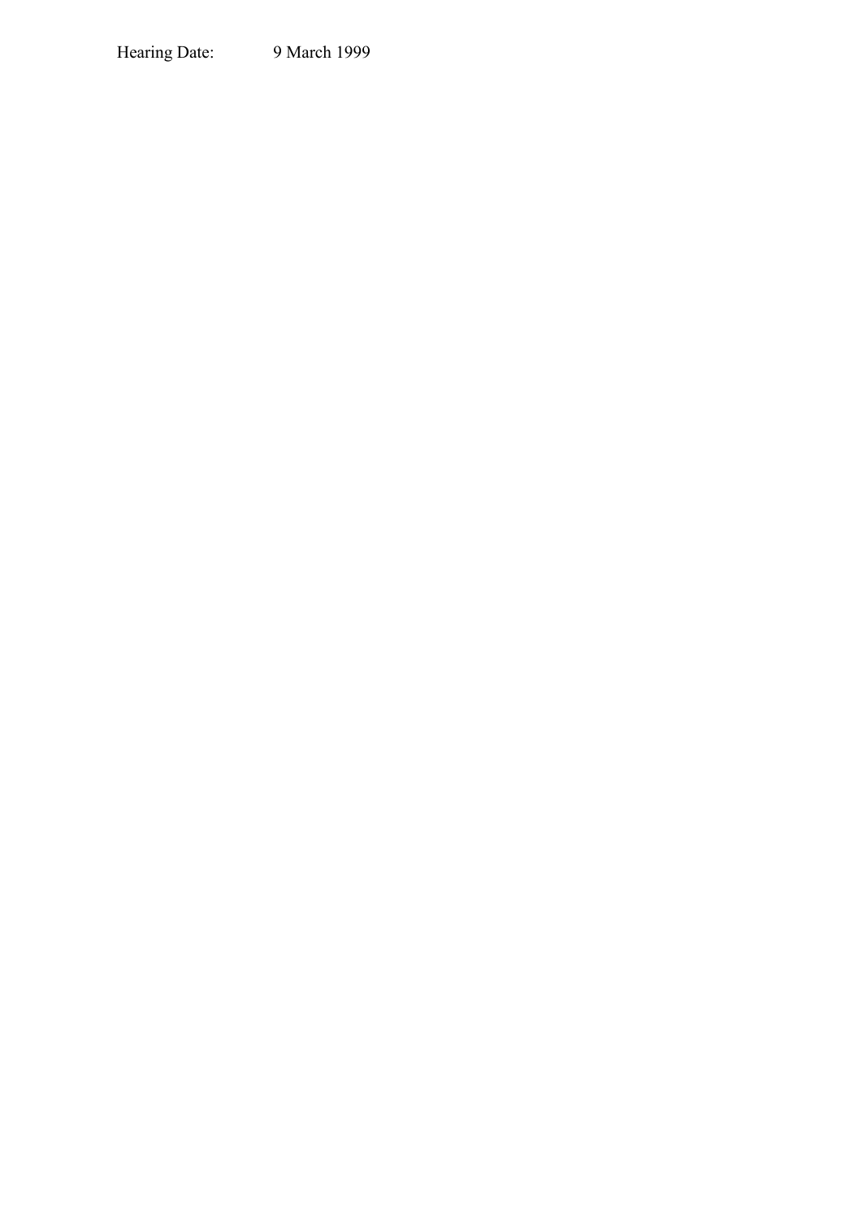Hearing Date: 9 March 1999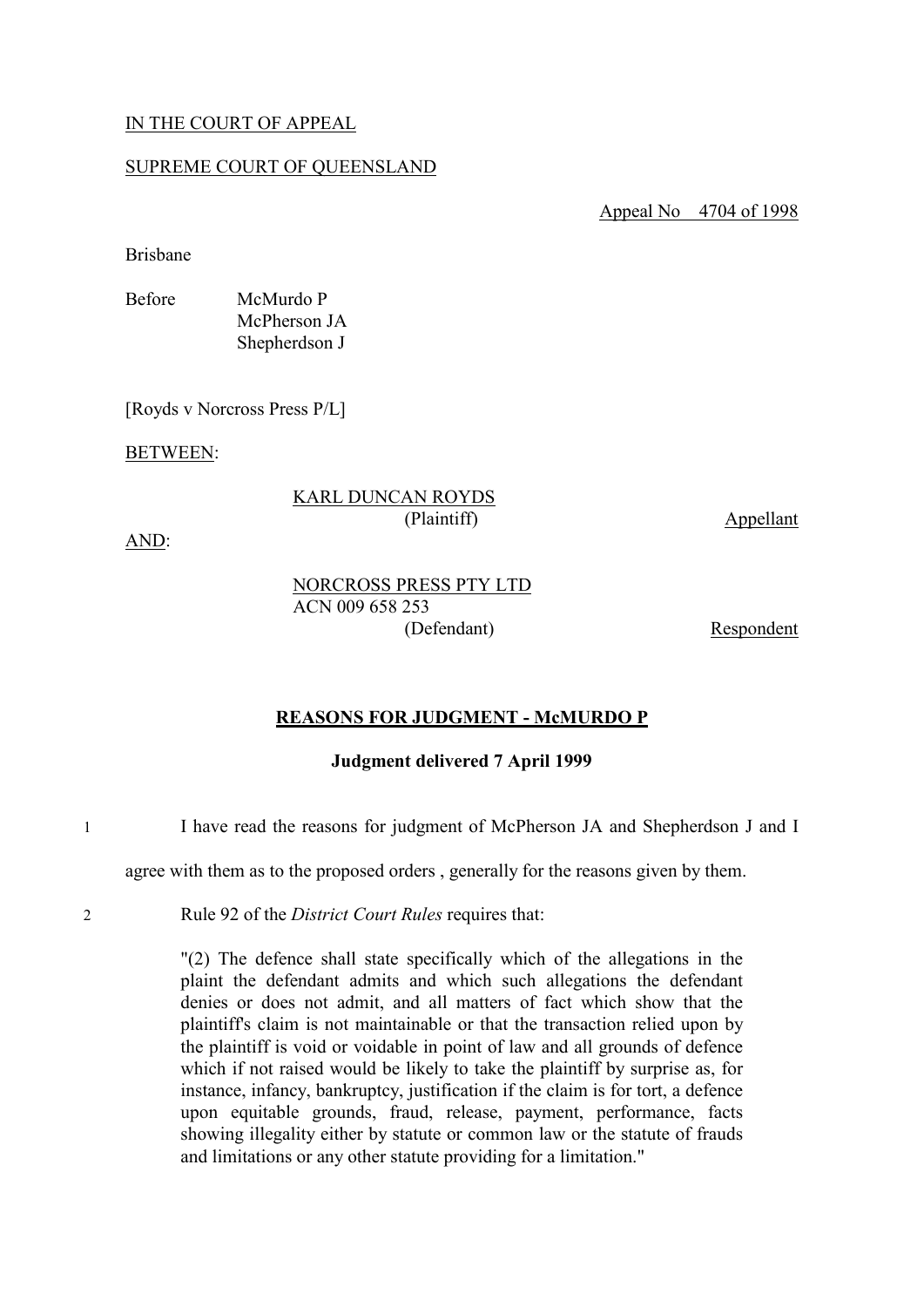IN THE COURT OF APPEAL

SUPREME COURT OF QUEENSLAND

Appeal No 4704 of 1998

Brisbane

Before McMurdo P
McPherson JA
Shepherdson J

[Royds v Norcross Press P/L]

BETWEEN:

KARL DUNCAN ROYDS
(Plaintiff) Appellant

AND:

NORCROSS PRESS PTY LTD
ACN 009 658 253
(Defendant) Respondent

## REASONS FOR JUDGMENT - McMURDO P

**Judgment delivered 7 April 1999**

1 I have read the reasons for judgment of McPherson JA and Shepherdson J and I agree with them as to the proposed orders , generally for the reasons given by them.

2 Rule 92 of the *District Court Rules* requires that:

> "(2) The defence shall state specifically which of the allegations in the plaint the defendant admits and which such allegations the defendant denies or does not admit, and all matters of fact which show that the plaintiff's claim is not maintainable or that the transaction relied upon by the plaintiff is void or voidable in point of law and all grounds of defence which if not raised would be likely to take the plaintiff by surprise as, for instance, infancy, bankruptcy, justification if the claim is for tort, a defence upon equitable grounds, fraud, release, payment, performance, facts showing illegality either by statute or common law or the statute of frauds and limitations or any other statute providing for a limitation."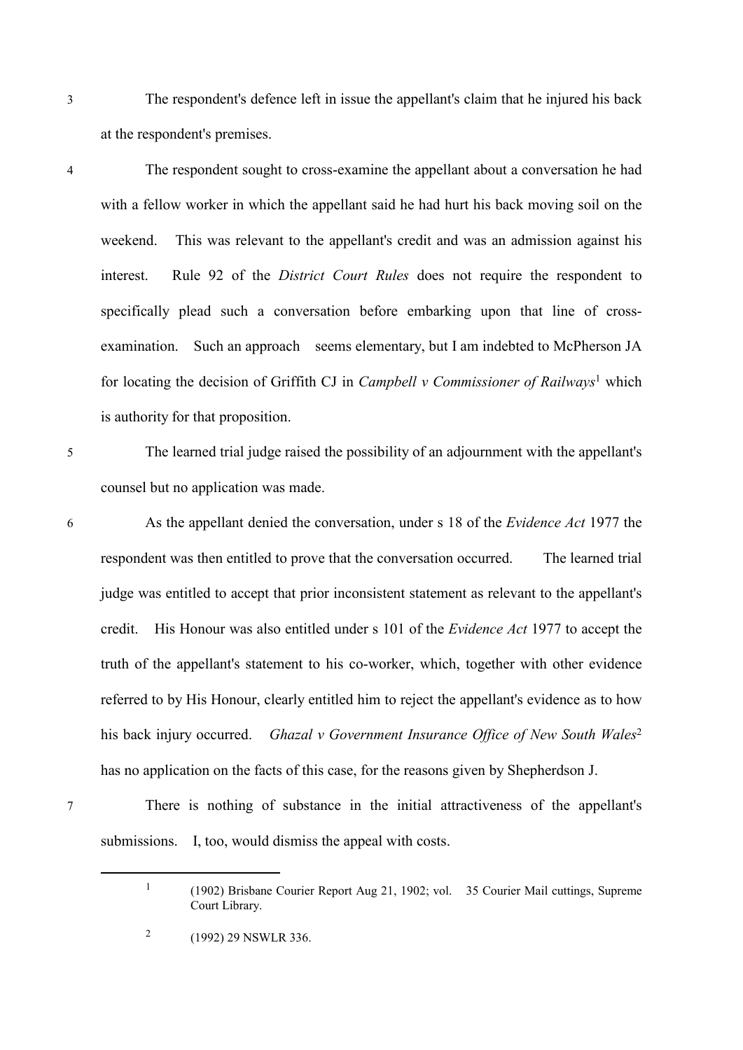3 The respondent's defence left in issue the appellant's claim that he injured his back at the respondent's premises.

4 The respondent sought to cross-examine the appellant about a conversation he had with a fellow worker in which the appellant said he had hurt his back moving soil on the weekend. This was relevant to the appellant's credit and was an admission against his interest. Rule 92 of the *District Court Rules* does not require the respondent to specifically plead such a conversation before embarking upon that line of cross-examination. Such an approach seems elementary, but I am indebted to McPherson JA for locating the decision of Griffith CJ in *Campbell v Commissioner of Railways*[1] which is authority for that proposition.

5 The learned trial judge raised the possibility of an adjournment with the appellant's counsel but no application was made.

6 As the appellant denied the conversation, under s 18 of the *Evidence Act* 1977 the respondent was then entitled to prove that the conversation occurred. The learned trial judge was entitled to accept that prior inconsistent statement as relevant to the appellant's credit. His Honour was also entitled under s 101 of the *Evidence Act* 1977 to accept the truth of the appellant's statement to his co-worker, which, together with other evidence referred to by His Honour, clearly entitled him to reject the appellant's evidence as to how his back injury occurred. *Ghazal v Government Insurance Office of New South Wales*[2] has no application on the facts of this case, for the reasons given by Shepherdson J.

7 There is nothing of substance in the initial attractiveness of the appellant's submissions. I, too, would dismiss the appeal with costs.

---

[1] (1902) Brisbane Courier Report Aug 21, 1902; vol. 35 Courier Mail cuttings, Supreme Court Library.

[2] (1992) 29 NSWLR 336.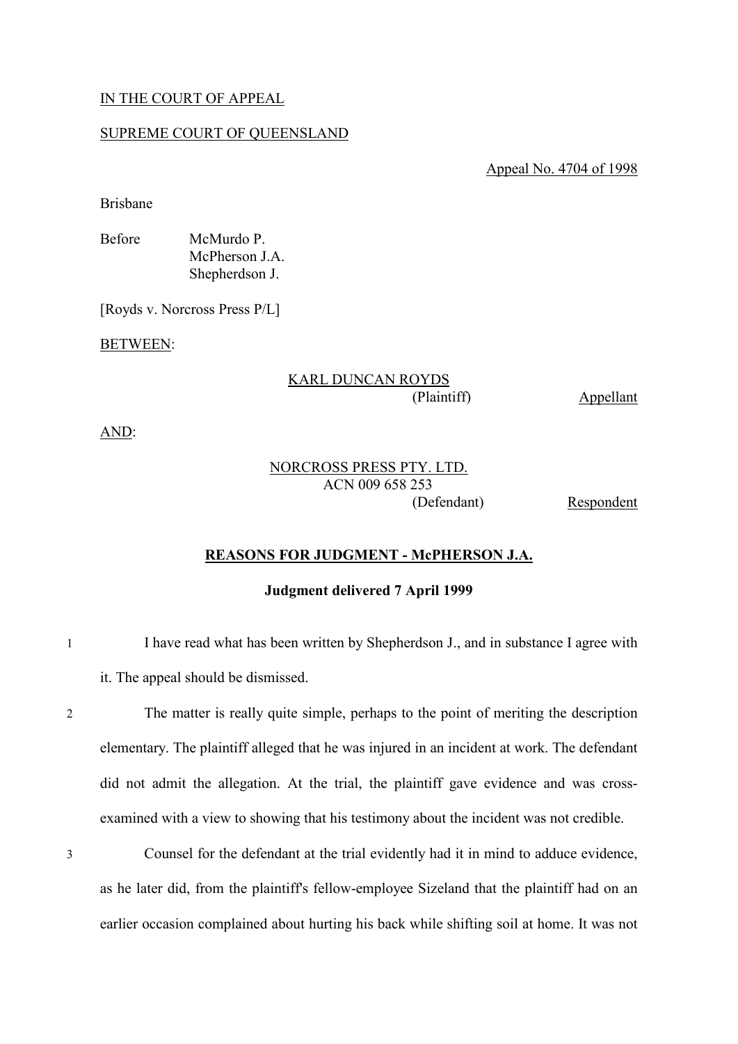IN THE COURT OF APPEAL

SUPREME COURT OF QUEENSLAND

Appeal No. 4704 of 1998

Brisbane

Before McMurdo P.
McPherson J.A.
Shepherdson J.

[Royds v. Norcross Press P/L]

BETWEEN:

KARL DUNCAN ROYDS
(Plaintiff) Appellant

AND:

NORCROSS PRESS PTY. LTD.
ACN 009 658 253
(Defendant) Respondent

**REASONS FOR JUDGMENT - McPHERSON J.A.**

**Judgment delivered 7 April 1999**

1 I have read what has been written by Shepherdson J., and in substance I agree with it. The appeal should be dismissed.

2 The matter is really quite simple, perhaps to the point of meriting the description elementary. The plaintiff alleged that he was injured in an incident at work. The defendant did not admit the allegation. At the trial, the plaintiff gave evidence and was cross-examined with a view to showing that his testimony about the incident was not credible.

3 Counsel for the defendant at the trial evidently had it in mind to adduce evidence, as he later did, from the plaintiff's fellow-employee Sizeland that the plaintiff had on an earlier occasion complained about hurting his back while shifting soil at home. It was not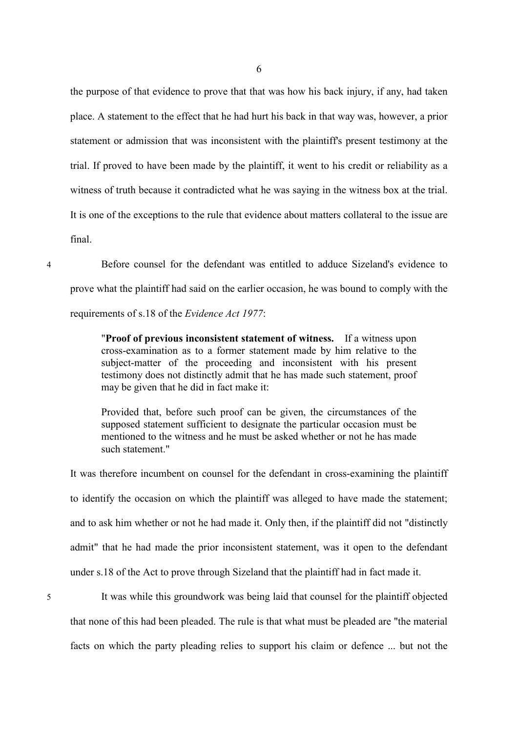the purpose of that evidence to prove that that was how his back injury, if any, had taken place. A statement to the effect that he had hurt his back in that way was, however, a prior statement or admission that was inconsistent with the plaintiff's present testimony at the trial. If proved to have been made by the plaintiff, it went to his credit or reliability as a witness of truth because it contradicted what he was saying in the witness box at the trial. It is one of the exceptions to the rule that evidence about matters collateral to the issue are final.

4 Before counsel for the defendant was entitled to adduce Sizeland's evidence to prove what the plaintiff had said on the earlier occasion, he was bound to comply with the requirements of s.18 of the *Evidence Act 1977*:

> "**Proof of previous inconsistent statement of witness.** If a witness upon cross-examination as to a former statement made by him relative to the subject-matter of the proceeding and inconsistent with his present testimony does not distinctly admit that he has made such statement, proof may be given that he did in fact make it:
>
> Provided that, before such proof can be given, the circumstances of the supposed statement sufficient to designate the particular occasion must be mentioned to the witness and he must be asked whether or not he has made such statement."

It was therefore incumbent on counsel for the defendant in cross-examining the plaintiff to identify the occasion on which the plaintiff was alleged to have made the statement; and to ask him whether or not he had made it. Only then, if the plaintiff did not "distinctly admit" that he had made the prior inconsistent statement, was it open to the defendant under s.18 of the Act to prove through Sizeland that the plaintiff had in fact made it.

5 It was while this groundwork was being laid that counsel for the plaintiff objected that none of this had been pleaded. The rule is that what must be pleaded are "the material facts on which the party pleading relies to support his claim or defence ... but not the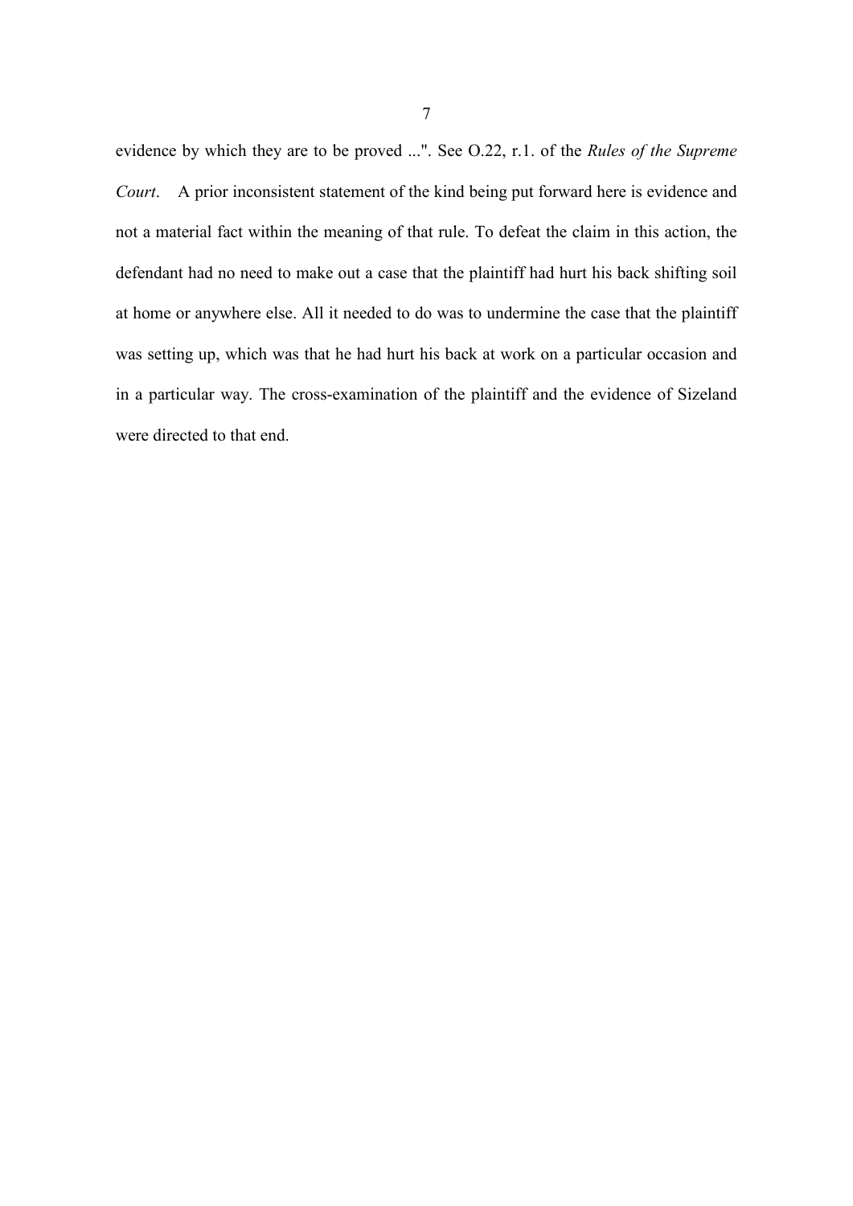evidence by which they are to be proved ...". See O.22, r.1. of the *Rules of the Supreme Court*. A prior inconsistent statement of the kind being put forward here is evidence and not a material fact within the meaning of that rule. To defeat the claim in this action, the defendant had no need to make out a case that the plaintiff had hurt his back shifting soil at home or anywhere else. All it needed to do was to undermine the case that the plaintiff was setting up, which was that he had hurt his back at work on a particular occasion and in a particular way. The cross-examination of the plaintiff and the evidence of Sizeland were directed to that end.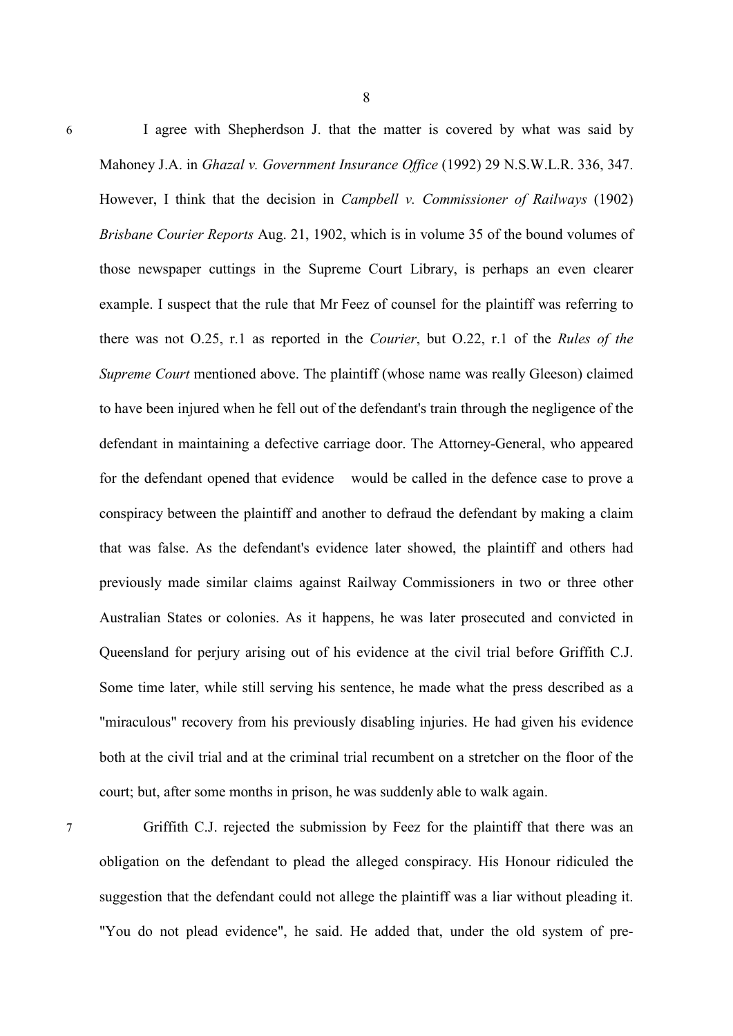6 I agree with Shepherdson J. that the matter is covered by what was said by Mahoney J.A. in *Ghazal v. Government Insurance Office* (1992) 29 N.S.W.L.R. 336, 347. However, I think that the decision in *Campbell v. Commissioner of Railways* (1902) *Brisbane Courier Reports* Aug. 21, 1902, which is in volume 35 of the bound volumes of those newspaper cuttings in the Supreme Court Library, is perhaps an even clearer example. I suspect that the rule that Mr Feez of counsel for the plaintiff was referring to there was not O.25, r.1 as reported in the *Courier*, but O.22, r.1 of the *Rules of the Supreme Court* mentioned above. The plaintiff (whose name was really Gleeson) claimed to have been injured when he fell out of the defendant's train through the negligence of the defendant in maintaining a defective carriage door. The Attorney-General, who appeared for the defendant opened that evidence would be called in the defence case to prove a conspiracy between the plaintiff and another to defraud the defendant by making a claim that was false. As the defendant's evidence later showed, the plaintiff and others had previously made similar claims against Railway Commissioners in two or three other Australian States or colonies. As it happens, he was later prosecuted and convicted in Queensland for perjury arising out of his evidence at the civil trial before Griffith C.J. Some time later, while still serving his sentence, he made what the press described as a "miraculous" recovery from his previously disabling injuries. He had given his evidence both at the civil trial and at the criminal trial recumbent on a stretcher on the floor of the court; but, after some months in prison, he was suddenly able to walk again.

7 Griffith C.J. rejected the submission by Feez for the plaintiff that there was an obligation on the defendant to plead the alleged conspiracy. His Honour ridiculed the suggestion that the defendant could not allege the plaintiff was a liar without pleading it. "You do not plead evidence", he said. He added that, under the old system of pre-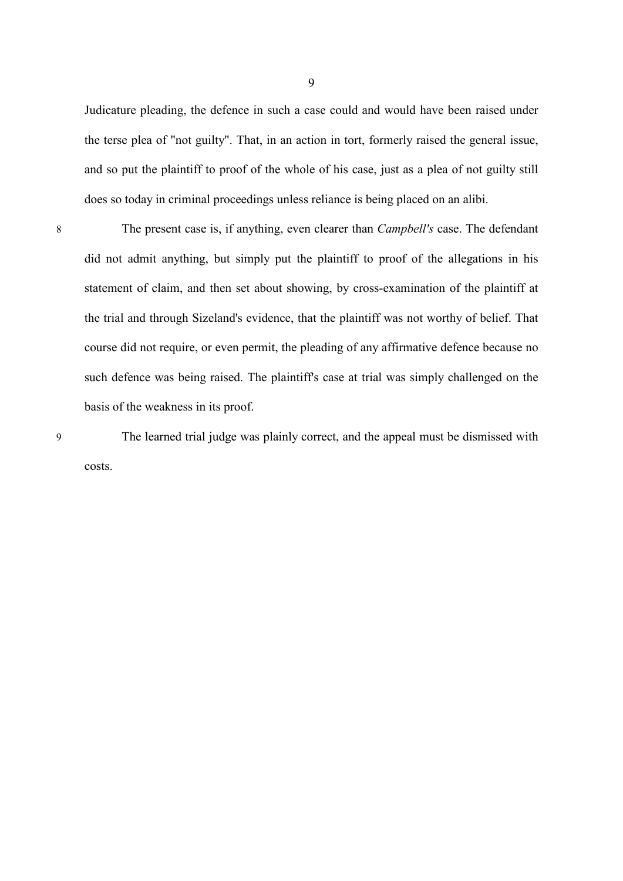Judicature pleading, the defence in such a case could and would have been raised under the terse plea of "not guilty". That, in an action in tort, formerly raised the general issue, and so put the plaintiff to proof of the whole of his case, just as a plea of not guilty still does so today in criminal proceedings unless reliance is being placed on an alibi.

8 The present case is, if anything, even clearer than *Campbell's* case. The defendant did not admit anything, but simply put the plaintiff to proof of the allegations in his statement of claim, and then set about showing, by cross-examination of the plaintiff at the trial and through Sizeland's evidence, that the plaintiff was not worthy of belief. That course did not require, or even permit, the pleading of any affirmative defence because no such defence was being raised. The plaintiff's case at trial was simply challenged on the basis of the weakness in its proof.

9 The learned trial judge was plainly correct, and the appeal must be dismissed with costs.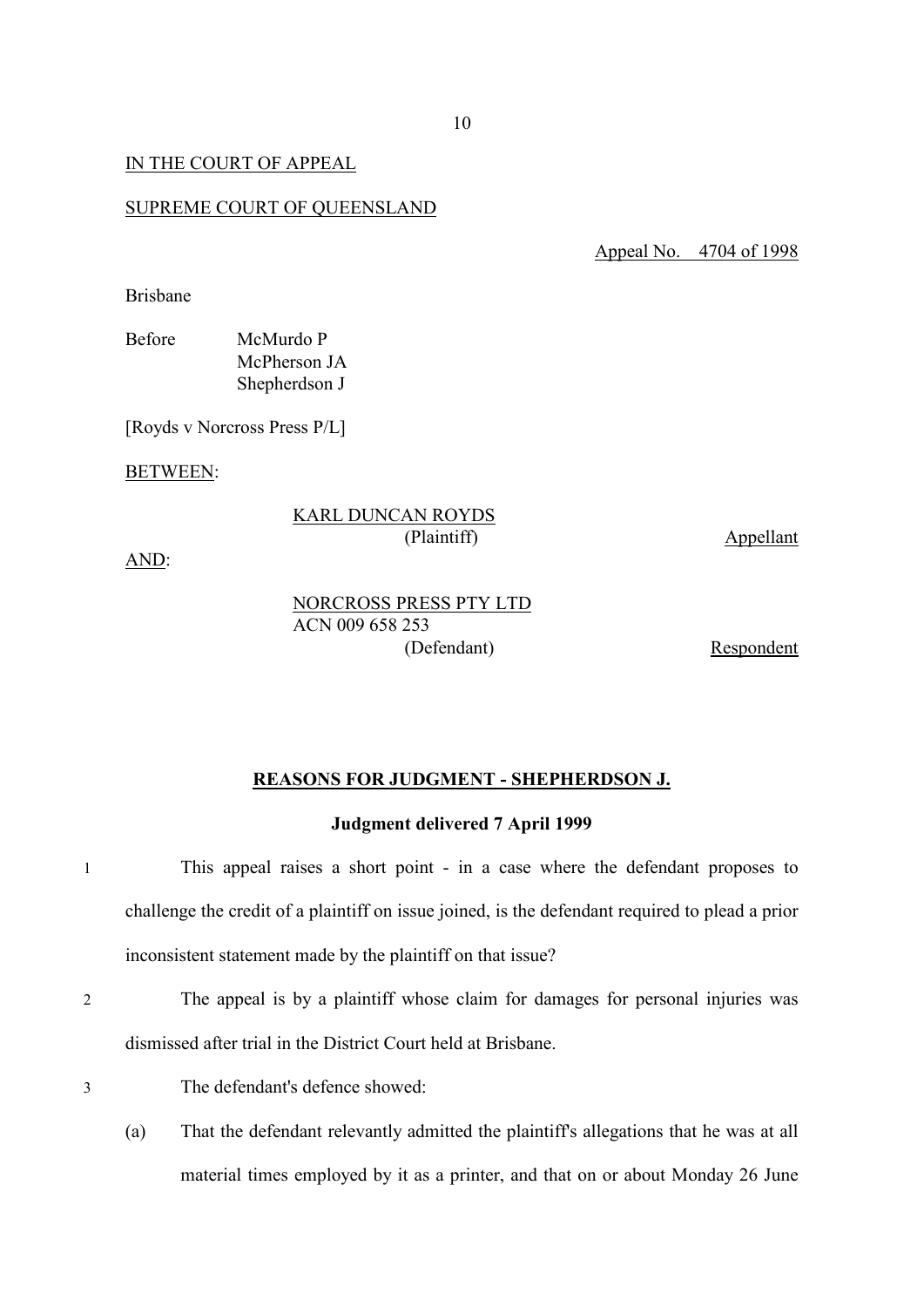IN THE COURT OF APPEAL

SUPREME COURT OF QUEENSLAND

Appeal No. 4704 of 1998

Brisbane

Before McMurdo P
McPherson JA
Shepherdson J

[Royds v Norcross Press P/L]

BETWEEN:

KARL DUNCAN ROYDS
(Plaintiff) Appellant

AND:

NORCROSS PRESS PTY LTD
ACN 009 658 253
(Defendant) Respondent

**REASONS FOR JUDGMENT - SHEPHERDSON J.**

**Judgment delivered 7 April 1999**

1 This appeal raises a short point - in a case where the defendant proposes to challenge the credit of a plaintiff on issue joined, is the defendant required to plead a prior inconsistent statement made by the plaintiff on that issue?

2 The appeal is by a plaintiff whose claim for damages for personal injuries was dismissed after trial in the District Court held at Brisbane.

3 The defendant's defence showed:

(a) That the defendant relevantly admitted the plaintiff's allegations that he was at all material times employed by it as a printer, and that on or about Monday 26 June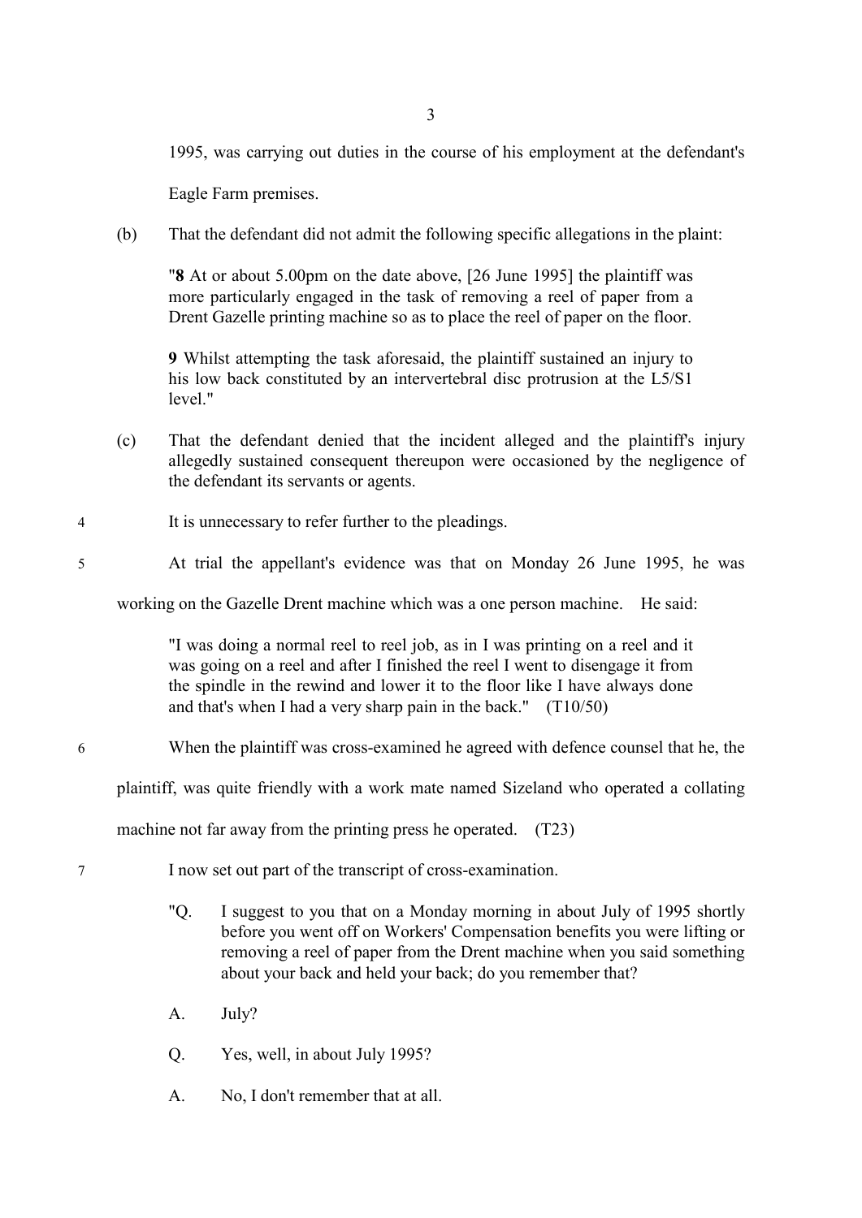1995, was carrying out duties in the course of his employment at the defendant's Eagle Farm premises.

(b) That the defendant did not admit the following specific allegations in the plaint:

> "**8** At or about 5.00pm on the date above, [26 June 1995] the plaintiff was more particularly engaged in the task of removing a reel of paper from a Drent Gazelle printing machine so as to place the reel of paper on the floor.
>
> **9** Whilst attempting the task aforesaid, the plaintiff sustained an injury to his low back constituted by an intervertebral disc protrusion at the L5/S1 level."

(c) That the defendant denied that the incident alleged and the plaintiff's injury allegedly sustained consequent thereupon were occasioned by the negligence of the defendant its servants or agents.

4 It is unnecessary to refer further to the pleadings.

5 At trial the appellant's evidence was that on Monday 26 June 1995, he was working on the Gazelle Drent machine which was a one person machine. He said:

> "I was doing a normal reel to reel job, as in I was printing on a reel and it was going on a reel and after I finished the reel I went to disengage it from the spindle in the rewind and lower it to the floor like I have always done and that's when I had a very sharp pain in the back." (T10/50)

6 When the plaintiff was cross-examined he agreed with defence counsel that he, the plaintiff, was quite friendly with a work mate named Sizeland who operated a collating machine not far away from the printing press he operated. (T23)

7 I now set out part of the transcript of cross-examination.

> "Q. I suggest to you that on a Monday morning in about July of 1995 shortly before you went off on Workers' Compensation benefits you were lifting or removing a reel of paper from the Drent machine when you said something about your back and held your back; do you remember that?
>
> A. July?
>
> Q. Yes, well, in about July 1995?
>
> A. No, I don't remember that at all.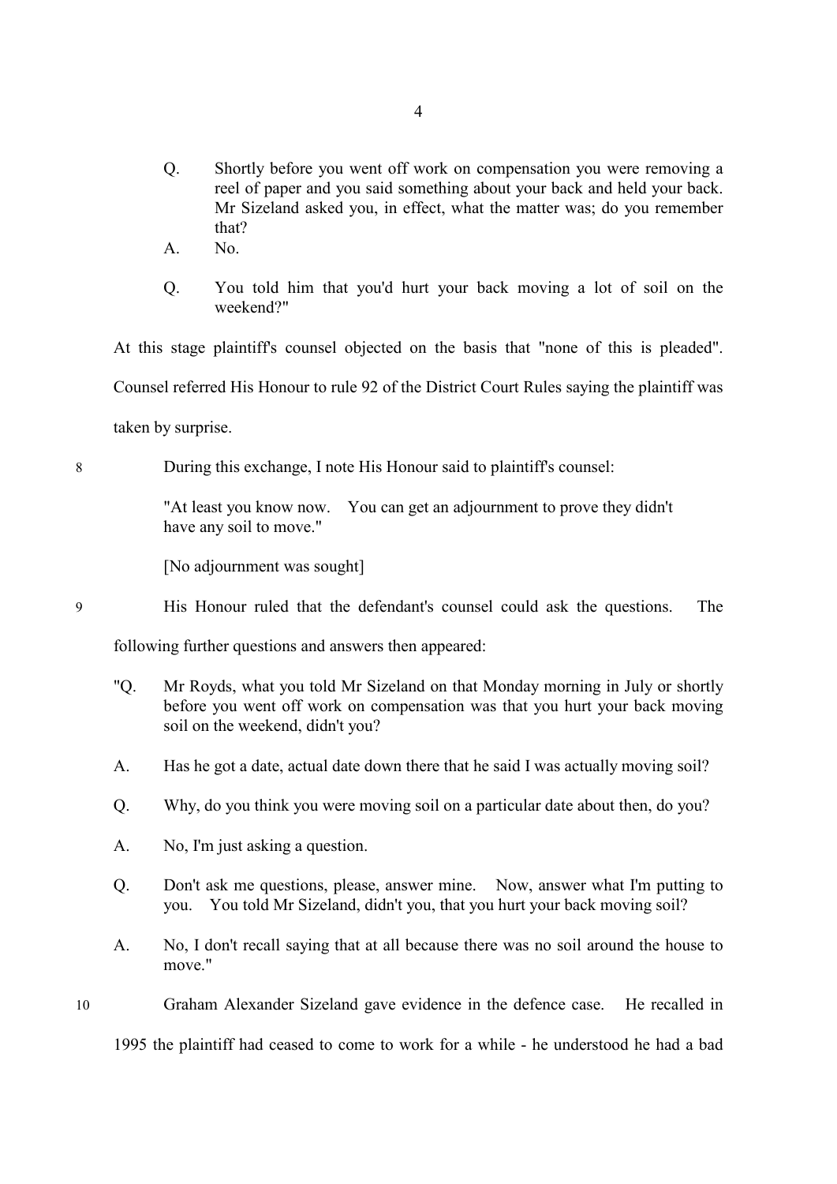Q. Shortly before you went off work on compensation you were removing a reel of paper and you said something about your back and held your back. Mr Sizeland asked you, in effect, what the matter was; do you remember that?

A. No.

Q. You told him that you'd hurt your back moving a lot of soil on the weekend?"

At this stage plaintiff's counsel objected on the basis that "none of this is pleaded". Counsel referred His Honour to rule 92 of the District Court Rules saying the plaintiff was taken by surprise.

8 During this exchange, I note His Honour said to plaintiff's counsel:

> "At least you know now. You can get an adjournment to prove they didn't have any soil to move."
>
> [No adjournment was sought]

9 His Honour ruled that the defendant's counsel could ask the questions. The following further questions and answers then appeared:

"Q. Mr Royds, what you told Mr Sizeland on that Monday morning in July or shortly before you went off work on compensation was that you hurt your back moving soil on the weekend, didn't you?

A. Has he got a date, actual date down there that he said I was actually moving soil?

Q. Why, do you think you were moving soil on a particular date about then, do you?

A. No, I'm just asking a question.

Q. Don't ask me questions, please, answer mine. Now, answer what I'm putting to you. You told Mr Sizeland, didn't you, that you hurt your back moving soil?

A. No, I don't recall saying that at all because there was no soil around the house to move."

10 Graham Alexander Sizeland gave evidence in the defence case. He recalled in 1995 the plaintiff had ceased to come to work for a while - he understood he had a bad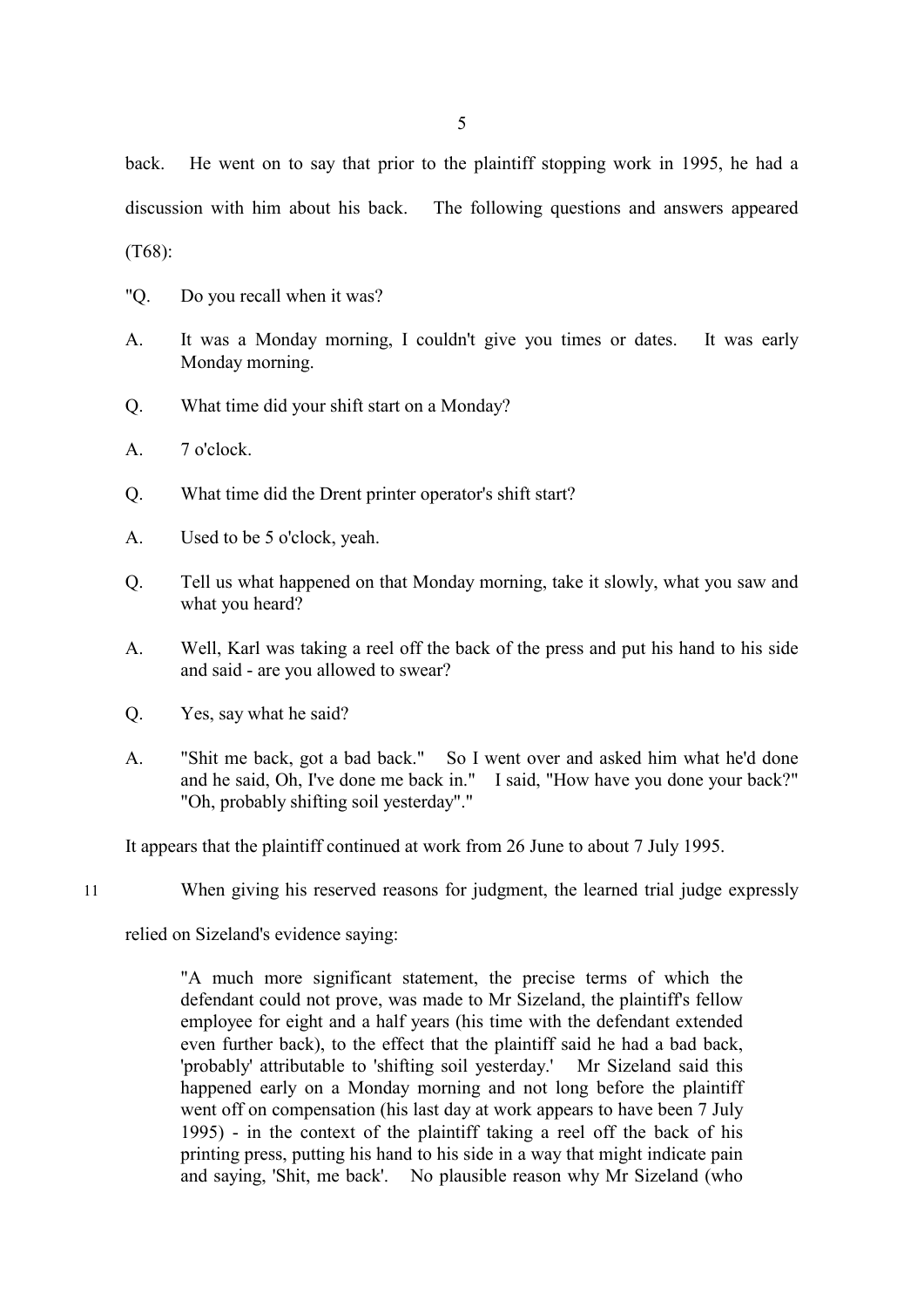back. He went on to say that prior to the plaintiff stopping work in 1995, he had a discussion with him about his back. The following questions and answers appeared (T68):

"Q. Do you recall when it was?

A. It was a Monday morning, I couldn't give you times or dates. It was early Monday morning.

Q. What time did your shift start on a Monday?

A. 7 o'clock.

Q. What time did the Drent printer operator's shift start?

A. Used to be 5 o'clock, yeah.

Q. Tell us what happened on that Monday morning, take it slowly, what you saw and what you heard?

A. Well, Karl was taking a reel off the back of the press and put his hand to his side and said - are you allowed to swear?

Q. Yes, say what he said?

A. "Shit me back, got a bad back." So I went over and asked him what he'd done and he said, Oh, I've done me back in." I said, "How have you done your back?" "Oh, probably shifting soil yesterday"."

It appears that the plaintiff continued at work from 26 June to about 7 July 1995.

11 When giving his reserved reasons for judgment, the learned trial judge expressly relied on Sizeland's evidence saying:

> "A much more significant statement, the precise terms of which the defendant could not prove, was made to Mr Sizeland, the plaintiff's fellow employee for eight and a half years (his time with the defendant extended even further back), to the effect that the plaintiff said he had a bad back, 'probably' attributable to 'shifting soil yesterday.' Mr Sizeland said this happened early on a Monday morning and not long before the plaintiff went off on compensation (his last day at work appears to have been 7 July 1995) - in the context of the plaintiff taking a reel off the back of his printing press, putting his hand to his side in a way that might indicate pain and saying, 'Shit, me back'. No plausible reason why Mr Sizeland (who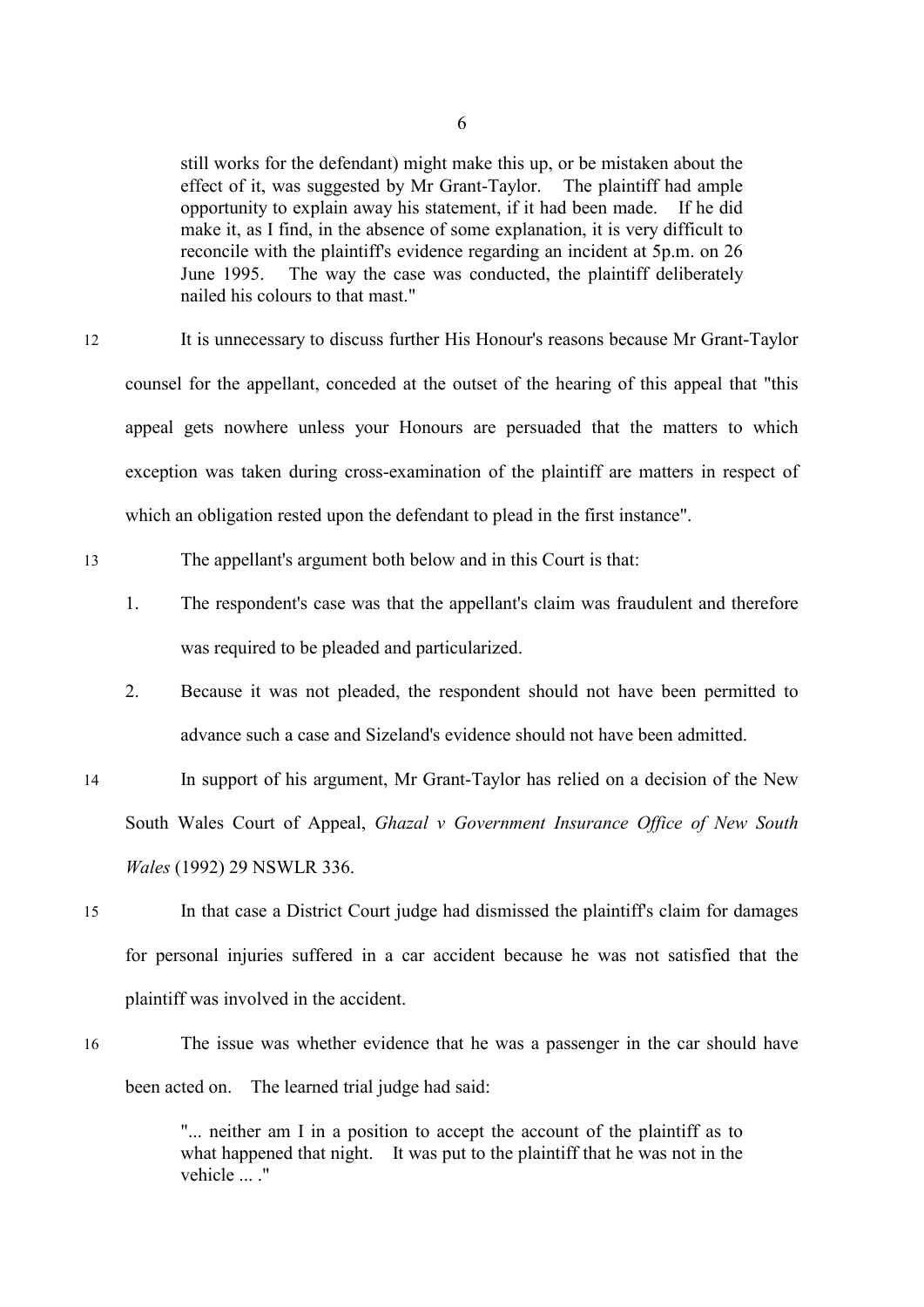> still works for the defendant) might make this up, or be mistaken about the effect of it, was suggested by Mr Grant-Taylor. The plaintiff had ample opportunity to explain away his statement, if it had been made. If he did make it, as I find, in the absence of some explanation, it is very difficult to reconcile with the plaintiff's evidence regarding an incident at 5p.m. on 26 June 1995. The way the case was conducted, the plaintiff deliberately nailed his colours to that mast."

12 It is unnecessary to discuss further His Honour's reasons because Mr Grant-Taylor counsel for the appellant, conceded at the outset of the hearing of this appeal that "this appeal gets nowhere unless your Honours are persuaded that the matters to which exception was taken during cross-examination of the plaintiff are matters in respect of which an obligation rested upon the defendant to plead in the first instance".

13 The appellant's argument both below and in this Court is that:

1. The respondent's case was that the appellant's claim was fraudulent and therefore was required to be pleaded and particularized.
2. Because it was not pleaded, the respondent should not have been permitted to advance such a case and Sizeland's evidence should not have been admitted.

14 In support of his argument, Mr Grant-Taylor has relied on a decision of the New South Wales Court of Appeal, *Ghazal v Government Insurance Office of New South Wales* (1992) 29 NSWLR 336.

15 In that case a District Court judge had dismissed the plaintiff's claim for damages for personal injuries suffered in a car accident because he was not satisfied that the plaintiff was involved in the accident.

16 The issue was whether evidence that he was a passenger in the car should have been acted on. The learned trial judge had said:

> "... neither am I in a position to accept the account of the plaintiff as to what happened that night. It was put to the plaintiff that he was not in the vehicle ... ."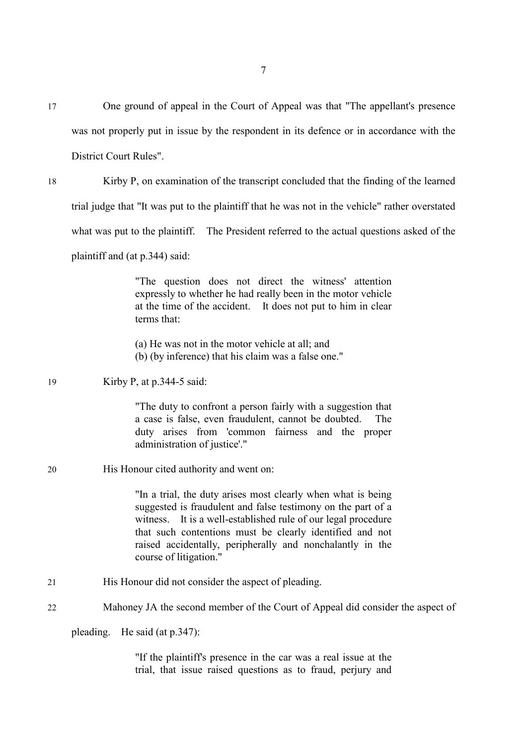17 One ground of appeal in the Court of Appeal was that "The appellant's presence was not properly put in issue by the respondent in its defence or in accordance with the District Court Rules".

18 Kirby P, on examination of the transcript concluded that the finding of the learned trial judge that "It was put to the plaintiff that he was not in the vehicle" rather overstated what was put to the plaintiff. The President referred to the actual questions asked of the plaintiff and (at p.344) said:

> "The question does not direct the witness' attention expressly to whether he had really been in the motor vehicle at the time of the accident. It does not put to him in clear terms that:
>
> (a) He was not in the motor vehicle at all; and
> (b) (by inference) that his claim was a false one."

19 Kirby P, at p.344-5 said:

> "The duty to confront a person fairly with a suggestion that a case is false, even fraudulent, cannot be doubted. The duty arises from 'common fairness and the proper administration of justice'."

20 His Honour cited authority and went on:

> "In a trial, the duty arises most clearly when what is being suggested is fraudulent and false testimony on the part of a witness. It is a well-established rule of our legal procedure that such contentions must be clearly identified and not raised accidentally, peripherally and nonchalantly in the course of litigation."

21 His Honour did not consider the aspect of pleading.

22 Mahoney JA the second member of the Court of Appeal did consider the aspect of pleading. He said (at p.347):

> "If the plaintiff's presence in the car was a real issue at the trial, that issue raised questions as to fraud, perjury and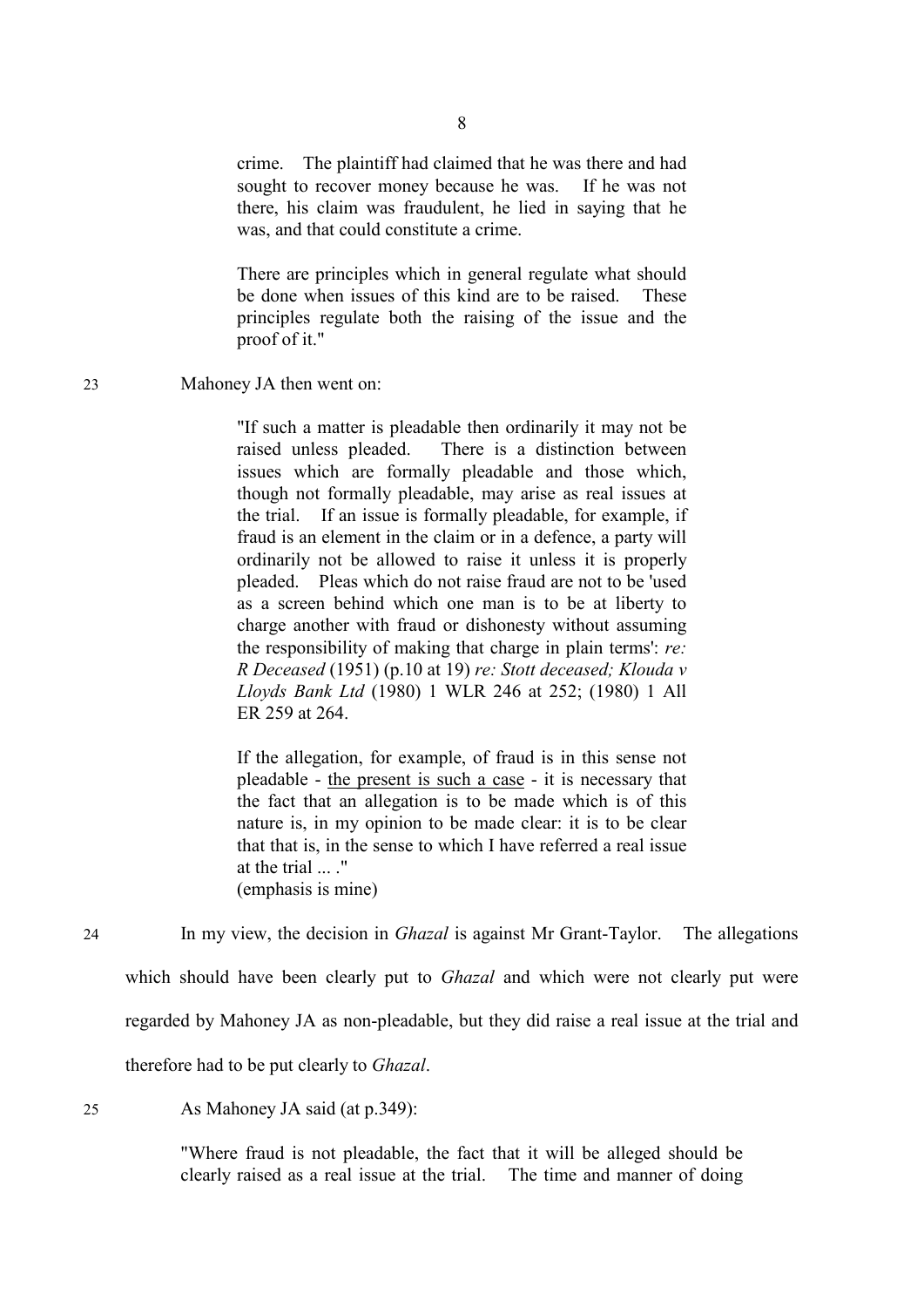> crime. The plaintiff had claimed that he was there and had sought to recover money because he was. If he was not there, his claim was fraudulent, he lied in saying that he was, and that could constitute a crime.
>
> There are principles which in general regulate what should be done when issues of this kind are to be raised. These principles regulate both the raising of the issue and the proof of it."

23 Mahoney JA then went on:

> "If such a matter is pleadable then ordinarily it may not be raised unless pleaded. There is a distinction between issues which are formally pleadable and those which, though not formally pleadable, may arise as real issues at the trial. If an issue is formally pleadable, for example, if fraud is an element in the claim or in a defence, a party will ordinarily not be allowed to raise it unless it is properly pleaded. Pleas which do not raise fraud are not to be 'used as a screen behind which one man is to be at liberty to charge another with fraud or dishonesty without assuming the responsibility of making that charge in plain terms': *re: R Deceased* (1951) (p.10 at 19) *re: Stott deceased; Klouda v Lloyds Bank Ltd* (1980) 1 WLR 246 at 252; (1980) 1 All ER 259 at 264.
>
> If the allegation, for example, of fraud is in this sense not pleadable - <u>the present is such a case</u> - it is necessary that the fact that an allegation is to be made which is of this nature is, in my opinion to be made clear: it is to be clear that that is, in the sense to which I have referred a real issue at the trial ... ."
> (emphasis is mine)

24 In my view, the decision in *Ghazal* is against Mr Grant-Taylor. The allegations which should have been clearly put to *Ghazal* and which were not clearly put were regarded by Mahoney JA as non-pleadable, but they did raise a real issue at the trial and therefore had to be put clearly to *Ghazal*.

25 As Mahoney JA said (at p.349):

> "Where fraud is not pleadable, the fact that it will be alleged should be clearly raised as a real issue at the trial. The time and manner of doing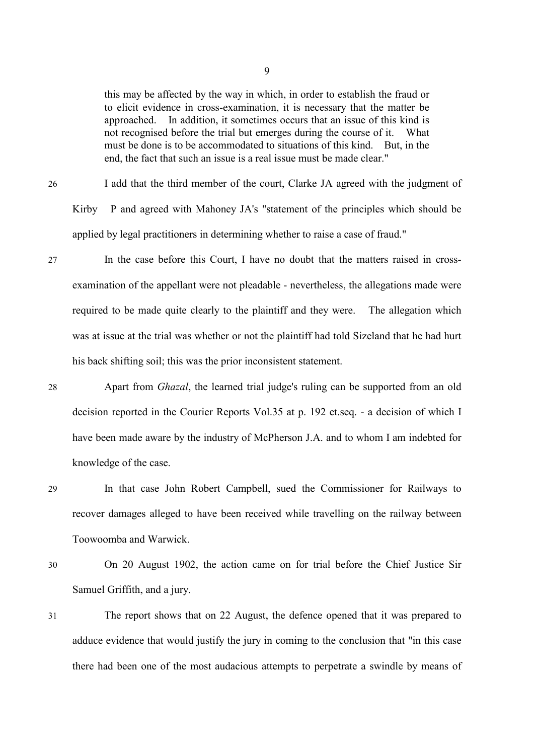> this may be affected by the way in which, in order to establish the fraud or to elicit evidence in cross-examination, it is necessary that the matter be approached. In addition, it sometimes occurs that an issue of this kind is not recognised before the trial but emerges during the course of it. What must be done is to be accommodated to situations of this kind. But, in the end, the fact that such an issue is a real issue must be made clear."

26 I add that the third member of the court, Clarke JA agreed with the judgment of Kirby P and agreed with Mahoney JA's "statement of the principles which should be applied by legal practitioners in determining whether to raise a case of fraud."

27 In the case before this Court, I have no doubt that the matters raised in cross-examination of the appellant were not pleadable - nevertheless, the allegations made were required to be made quite clearly to the plaintiff and they were. The allegation which was at issue at the trial was whether or not the plaintiff had told Sizeland that he had hurt his back shifting soil; this was the prior inconsistent statement.

28 Apart from *Ghazal*, the learned trial judge's ruling can be supported from an old decision reported in the Courier Reports Vol.35 at p. 192 et.seq. - a decision of which I have been made aware by the industry of McPherson J.A. and to whom I am indebted for knowledge of the case.

29 In that case John Robert Campbell, sued the Commissioner for Railways to recover damages alleged to have been received while travelling on the railway between Toowoomba and Warwick.

30 On 20 August 1902, the action came on for trial before the Chief Justice Sir Samuel Griffith, and a jury.

31 The report shows that on 22 August, the defence opened that it was prepared to adduce evidence that would justify the jury in coming to the conclusion that "in this case there had been one of the most audacious attempts to perpetrate a swindle by means of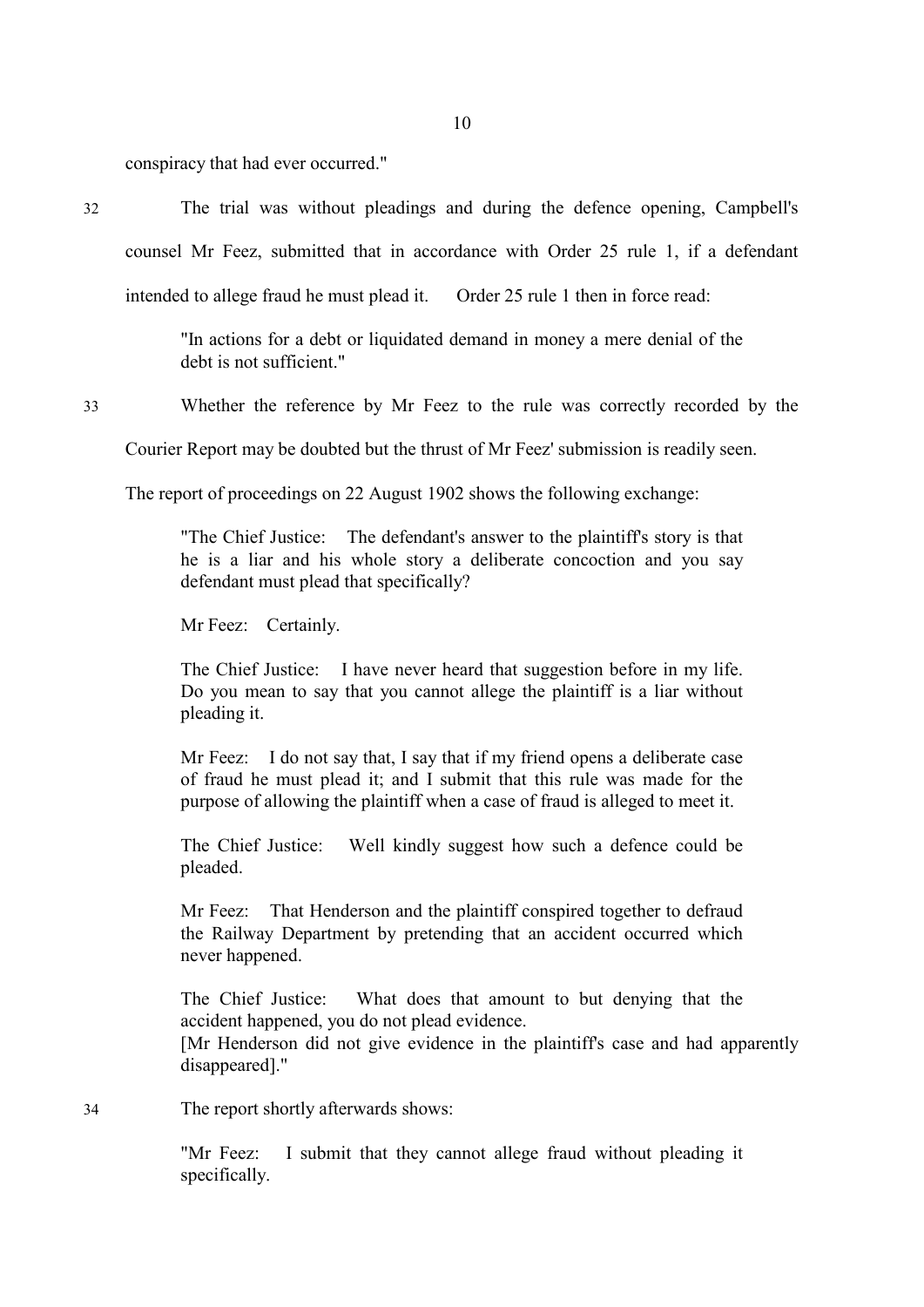conspiracy that had ever occurred."

32 The trial was without pleadings and during the defence opening, Campbell's counsel Mr Feez, submitted that in accordance with Order 25 rule 1, if a defendant intended to allege fraud he must plead it. Order 25 rule 1 then in force read:

> "In actions for a debt or liquidated demand in money a mere denial of the debt is not sufficient."

33 Whether the reference by Mr Feez to the rule was correctly recorded by the Courier Report may be doubted but the thrust of Mr Feez' submission is readily seen.

The report of proceedings on 22 August 1902 shows the following exchange:

> "The Chief Justice: The defendant's answer to the plaintiff's story is that he is a liar and his whole story a deliberate concoction and you say defendant must plead that specifically?
>
> Mr Feez: Certainly.
>
> The Chief Justice: I have never heard that suggestion before in my life. Do you mean to say that you cannot allege the plaintiff is a liar without pleading it.
>
> Mr Feez: I do not say that, I say that if my friend opens a deliberate case of fraud he must plead it; and I submit that this rule was made for the purpose of allowing the plaintiff when a case of fraud is alleged to meet it.
>
> The Chief Justice: Well kindly suggest how such a defence could be pleaded.
>
> Mr Feez: That Henderson and the plaintiff conspired together to defraud the Railway Department by pretending that an accident occurred which never happened.
>
> The Chief Justice: What does that amount to but denying that the accident happened, you do not plead evidence.
> [Mr Henderson did not give evidence in the plaintiff's case and had apparently disappeared]."

34 The report shortly afterwards shows:

> "Mr Feez: I submit that they cannot allege fraud without pleading it specifically.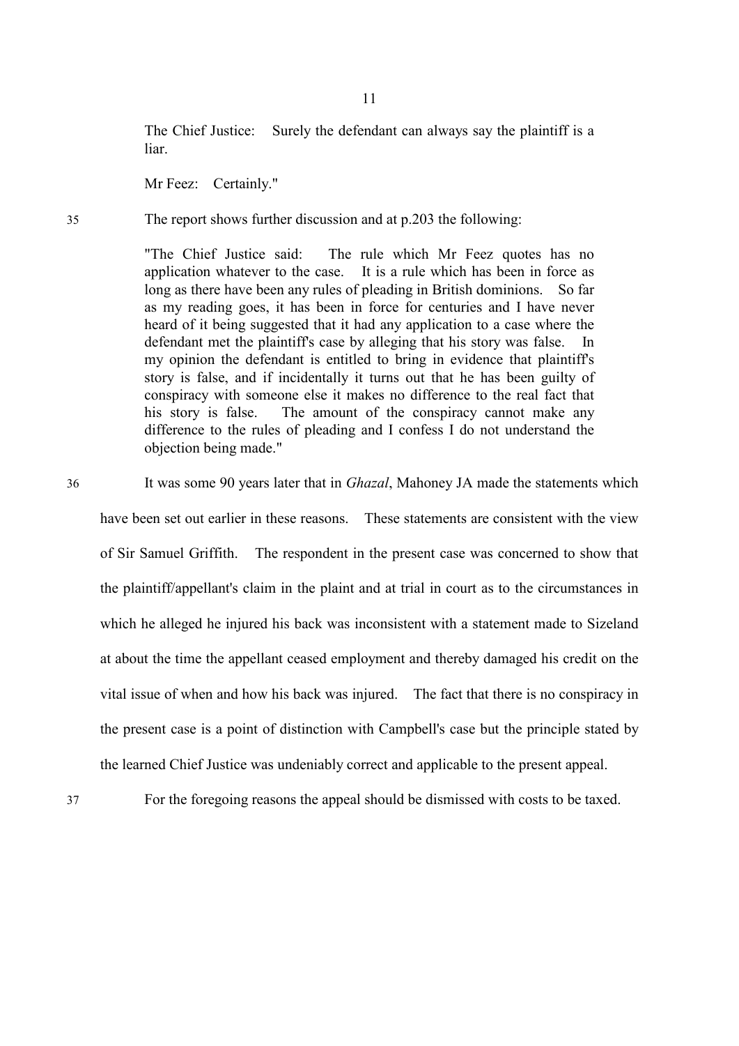> The Chief Justice: Surely the defendant can always say the plaintiff is a liar.
>
> Mr Feez: Certainly."

35 The report shows further discussion and at p.203 the following:

> "The Chief Justice said: The rule which Mr Feez quotes has no application whatever to the case. It is a rule which has been in force as long as there have been any rules of pleading in British dominions. So far as my reading goes, it has been in force for centuries and I have never heard of it being suggested that it had any application to a case where the defendant met the plaintiff's case by alleging that his story was false. In my opinion the defendant is entitled to bring in evidence that plaintiff's story is false, and if incidentally it turns out that he has been guilty of conspiracy with someone else it makes no difference to the real fact that his story is false. The amount of the conspiracy cannot make any difference to the rules of pleading and I confess I do not understand the objection being made."

36 It was some 90 years later that in *Ghazal*, Mahoney JA made the statements which have been set out earlier in these reasons. These statements are consistent with the view of Sir Samuel Griffith. The respondent in the present case was concerned to show that the plaintiff/appellant's claim in the plaint and at trial in court as to the circumstances in which he alleged he injured his back was inconsistent with a statement made to Sizeland at about the time the appellant ceased employment and thereby damaged his credit on the vital issue of when and how his back was injured. The fact that there is no conspiracy in the present case is a point of distinction with Campbell's case but the principle stated by the learned Chief Justice was undeniably correct and applicable to the present appeal.

37 For the foregoing reasons the appeal should be dismissed with costs to be taxed.